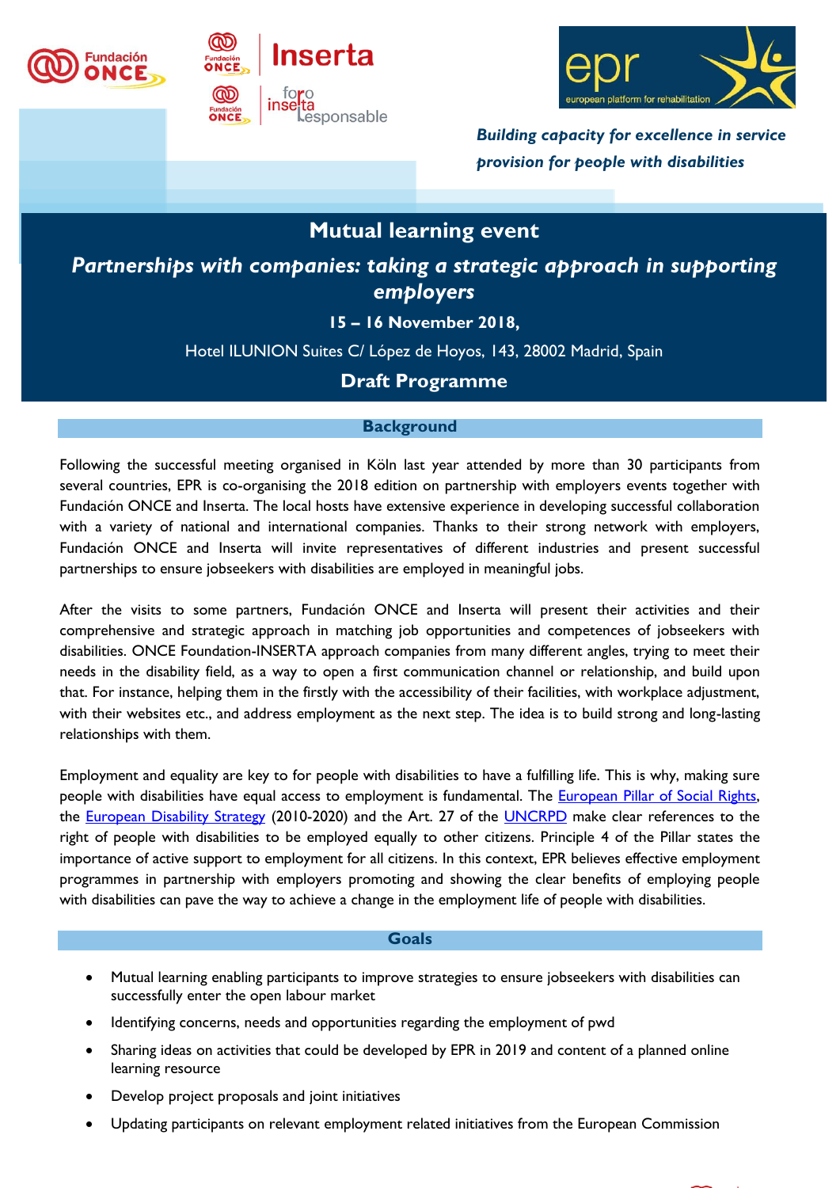Fundación ONCE

Inserta

foro inserta responsable

epr european platform for rehabilitation

***Building capacity for excellence in service provision for people with disabilities***

# Mutual learning event

## *Partnerships with companies: taking a strategic approach in supporting employers*

**15 – 16 November 2018,**

Hotel ILUNION Suites C/ López de Hoyos, 143, 28002 Madrid, Spain

**Draft Programme**

## Background

Following the successful meeting organised in Köln last year attended by more than 30 participants from several countries, EPR is co-organising the 2018 edition on partnership with employers events together with Fundación ONCE and Inserta. The local hosts have extensive experience in developing successful collaboration with a variety of national and international companies. Thanks to their strong network with employers, Fundación ONCE and Inserta will invite representatives of different industries and present successful partnerships to ensure jobseekers with disabilities are employed in meaningful jobs.

After the visits to some partners, Fundación ONCE and Inserta will present their activities and their comprehensive and strategic approach in matching job opportunities and competences of jobseekers with disabilities. ONCE Foundation-INSERTA approach companies from many different angles, trying to meet their needs in the disability field, as a way to open a first communication channel or relationship, and build upon that. For instance, helping them in the firstly with the accessibility of their facilities, with workplace adjustment, with their websites etc., and address employment as the next step. The idea is to build strong and long-lasting relationships with them.

Employment and equality are key to for people with disabilities to have a fulfilling life. This is why, making sure people with disabilities have equal access to employment is fundamental. The European Pillar of Social Rights, the European Disability Strategy (2010-2020) and the Art. 27 of the UNCRPD make clear references to the right of people with disabilities to be employed equally to other citizens. Principle 4 of the Pillar states the importance of active support to employment for all citizens. In this context, EPR believes effective employment programmes in partnership with employers promoting and showing the clear benefits of employing people with disabilities can pave the way to achieve a change in the employment life of people with disabilities.

## Goals

- Mutual learning enabling participants to improve strategies to ensure jobseekers with disabilities can successfully enter the open labour market
- Identifying concerns, needs and opportunities regarding the employment of pwd
- Sharing ideas on activities that could be developed by EPR in 2019 and content of a planned online learning resource
- Develop project proposals and joint initiatives
- Updating participants on relevant employment related initiatives from the European Commission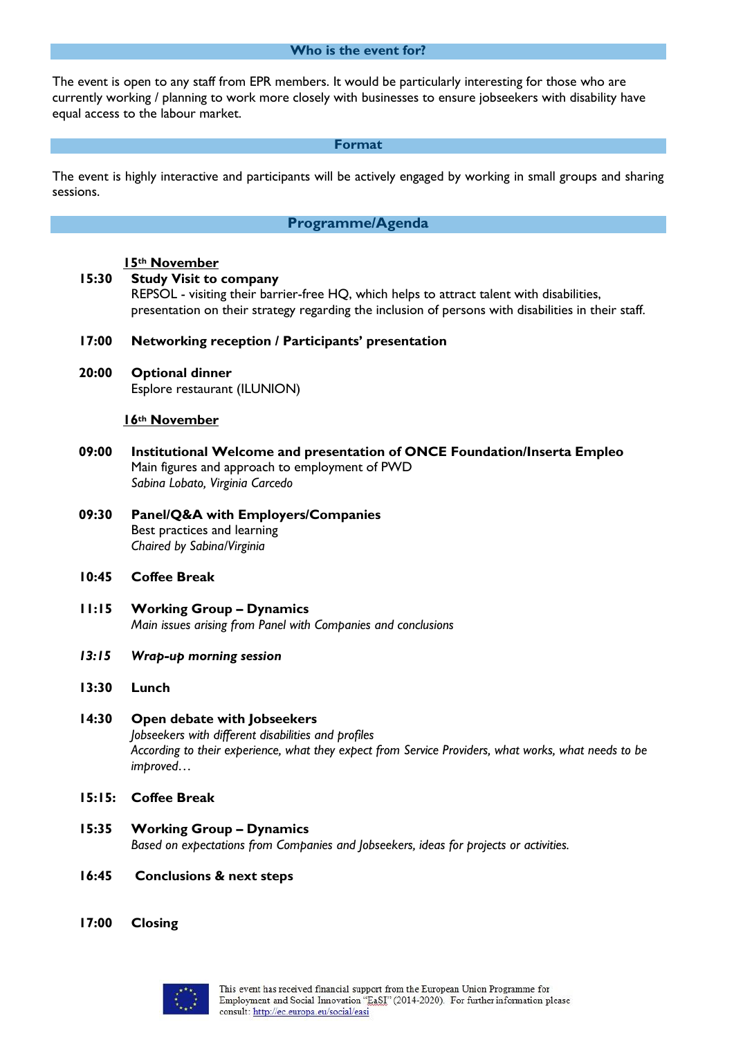## Who is the event for?

The event is open to any staff from EPR members. It would be particularly interesting for those who are currently working / planning to work more closely with businesses to ensure jobseekers with disability have equal access to the labour market.

## Format

The event is highly interactive and participants will be actively engaged by working in small groups and sharing sessions.

## Programme/Agenda

**15th November**

**15:30 Study Visit to company**
REPSOL - visiting their barrier-free HQ, which helps to attract talent with disabilities, presentation on their strategy regarding the inclusion of persons with disabilities in their staff.

**17:00 Networking reception / Participants' presentation**

**20:00 Optional dinner**
Esplore restaurant (ILUNION)

**16th November**

**09:00 Institutional Welcome and presentation of ONCE Foundation/Inserta Empleo**
Main figures and approach to employment of PWD
*Sabina Lobato, Virginia Carcedo*

**09:30 Panel/Q&A with Employers/Companies**
Best practices and learning
*Chaired by Sabina/Virginia*

**10:45 Coffee Break**

**11:15 Working Group – Dynamics**
*Main issues arising from Panel with Companies and conclusions*

***13:15 Wrap-up morning session***

**13:30 Lunch**

**14:30 Open debate with Jobseekers**
*Jobseekers with different disabilities and profiles*
*According to their experience, what they expect from Service Providers, what works, what needs to be improved…*

**15:15: Coffee Break**

**15:35 Working Group – Dynamics**
*Based on expectations from Companies and Jobseekers, ideas for projects or activities.*

**16:45 Conclusions & next steps**

**17:00 Closing**

This event has received financial support from the European Union Programme for Employment and Social Innovation "EaSI" (2014-2020). For further information please consult: http://ec.europa.eu/social/easi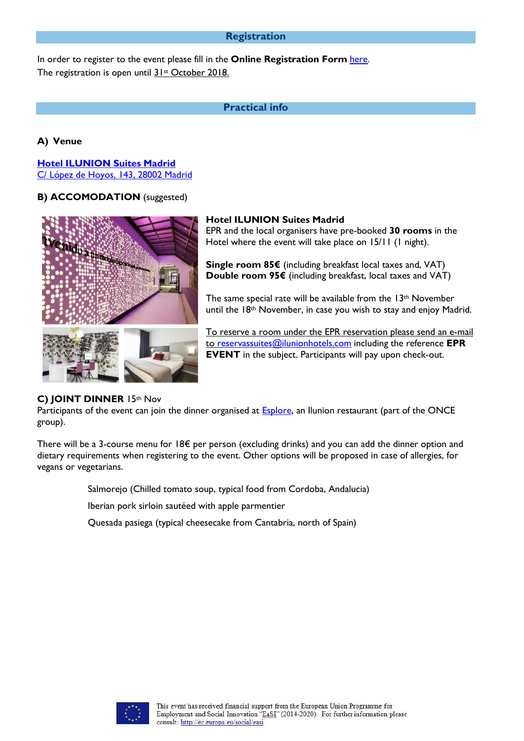## Registration

In order to register to the event please fill in the **Online Registration Form** here.
The registration is open until 31st October 2018.

## Practical info

### A) Venue

**Hotel ILUNION Suites Madrid**
C/ López de Hoyos, 143, 28002 Madrid

### B) ACCOMODATION (suggested)

**Hotel ILUNION Suites Madrid**
EPR and the local organisers have pre-booked **30 rooms** in the Hotel where the event will take place on 15/11 (1 night).

**Single room 85€** (including breakfast local taxes and, VAT)
**Double room 95€** (including breakfast, local taxes and VAT)

The same special rate will be available from the 13th November until the 18th November, in case you wish to stay and enjoy Madrid.

To reserve a room under the EPR reservation please send an e-mail to reservassuites@ilunionhotels.com including the reference **EPR EVENT** in the subject. Participants will pay upon check-out.

### C) JOINT DINNER 15th Nov

Participants of the event can join the dinner organised at Esplore, an Ilunion restaurant (part of the ONCE group).

There will be a 3-course menu for 18€ per person (excluding drinks) and you can add the dinner option and dietary requirements when registering to the event. Other options will be proposed in case of allergies, for vegans or vegetarians.

Salmorejo (Chilled tomato soup, typical food from Cordoba, Andalucia)

Iberian pork sirloin sautéed with apple parmentier

Quesada pasiega (typical cheesecake from Cantabria, north of Spain)

This event has received financial support from the European Union Programme for Employment and Social Innovation "EaSI" (2014-2020). For further information please consult: http://ec.europa.eu/social/easi